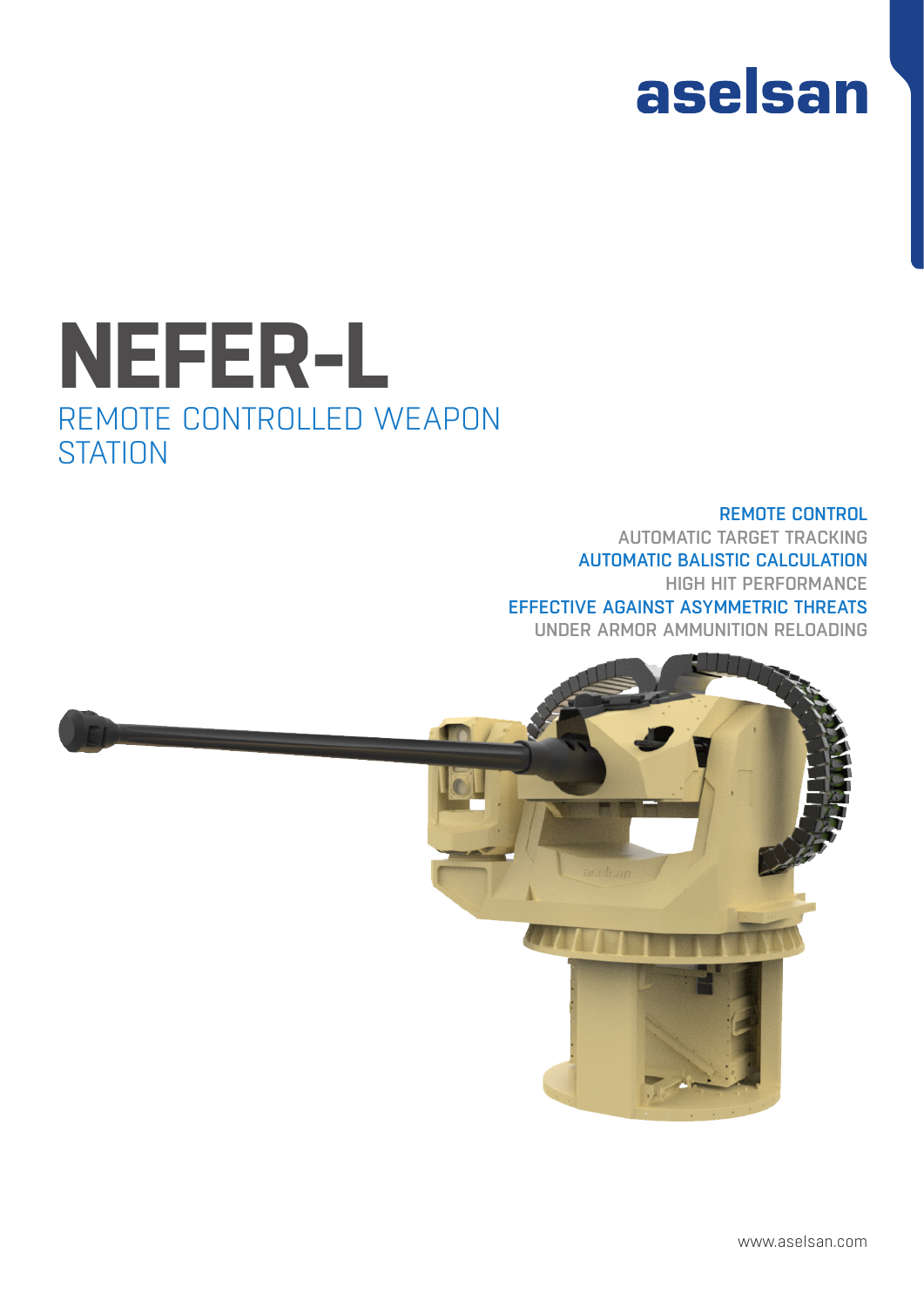aselsan

# NEFER-L

## REMOTE CONTROLLED WEAPON STATION

REMOTE CONTROL
AUTOMATIC TARGET TRACKING
AUTOMATIC BALISTIC CALCULATION
HIGH HIT PERFORMANCE
EFFECTIVE AGAINST ASYMMETRIC THREATS
UNDER ARMOR AMMUNITION RELOADING

www.aselsan.com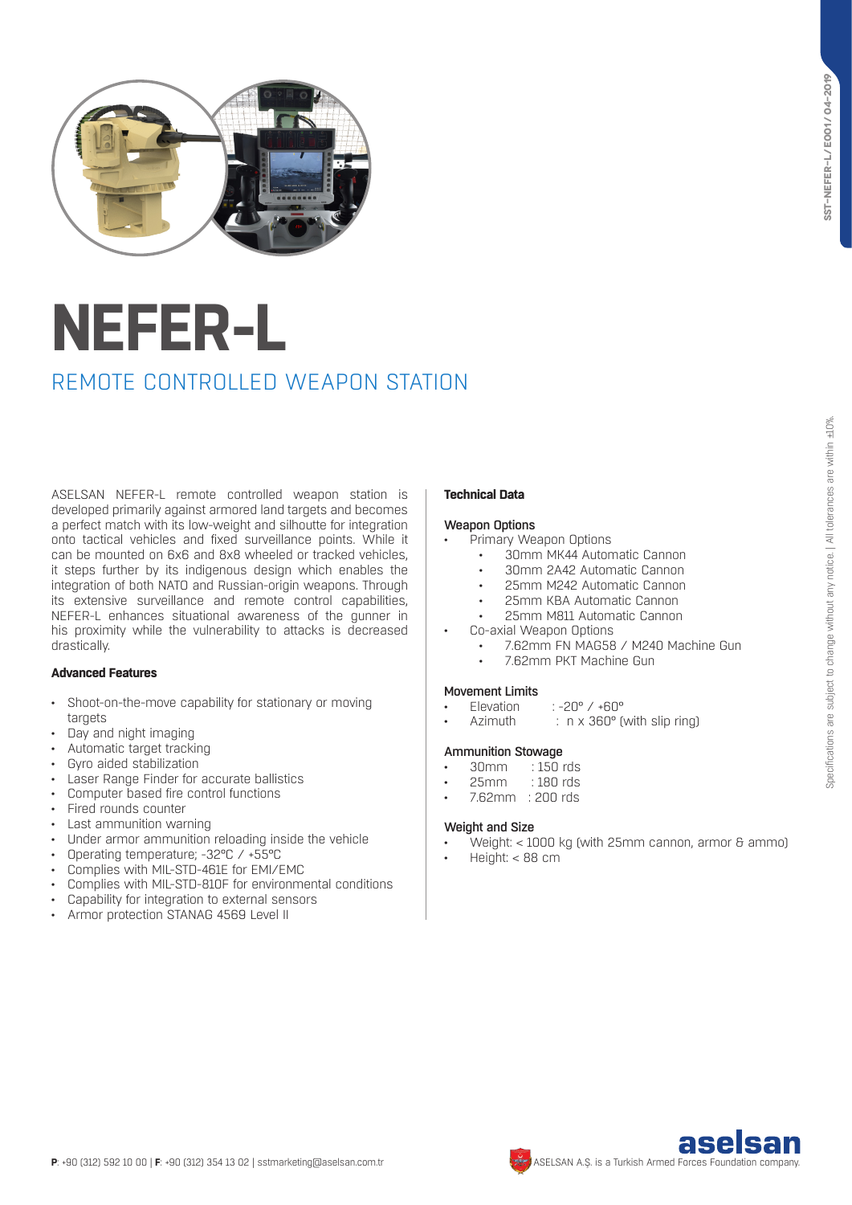# NEFER-L

## REMOTE CONTROLLED WEAPON STATION

ASELSAN NEFER-L remote controlled weapon station is developed primarily against armored land targets and becomes a perfect match with its low-weight and silhoutte for integration onto tactical vehicles and fixed surveillance points. While it can be mounted on 6x6 and 8x8 wheeled or tracked vehicles, it steps further by its indigenous design which enables the integration of both NATO and Russian-origin weapons. Through its extensive surveillance and remote control capabilities, NEFER-L enhances situational awareness of the gunner in his proximity while the vulnerability to attacks is decreased drastically.

**Advanced Features**

- Shoot-on-the-move capability for stationary or moving targets
- Day and night imaging
- Automatic target tracking
- Gyro aided stabilization
- Laser Range Finder for accurate ballistics
- Computer based fire control functions
- Fired rounds counter
- Last ammunition warning
- Under armor ammunition reloading inside the vehicle
- Operating temperature; -32°C / +55°C
- Complies with MIL-STD-461E for EMI/EMC
- Complies with MIL-STD-810F for environmental conditions
- Capability for integration to external sensors
- Armor protection STANAG 4569 Level II

**Technical Data**

**Weapon Options**

- Primary Weapon Options
  - 30mm MK44 Automatic Cannon
  - 30mm 2A42 Automatic Cannon
  - 25mm M242 Automatic Cannon
  - 25mm KBA Automatic Cannon
  - 25mm M811 Automatic Cannon
- Co-axial Weapon Options
  - 7.62mm FN MAG58 / M240 Machine Gun
  - 7.62mm PKT Machine Gun

**Movement Limits**

- Elevation : -20° / +60°
- Azimuth : n x 360° (with slip ring)

**Ammunition Stowage**

- 30mm : 150 rds
- 25mm : 180 rds
- 7.62mm : 200 rds

**Weight and Size**

- Weight: < 1000 kg (with 25mm cannon, armor & ammo)
- Height: < 88 cm

SST-NEFER-L/E001/04-2019

Specifications are subject to change without any notice. | All tolerances are within ±10%.

**P**: +90 (312) 592 10 00 | **F**: +90 (312) 354 13 02 | sstmarketing@aselsan.com.tr

aselsan

ASELSAN A.Ş. is a Turkish Armed Forces Foundation company.